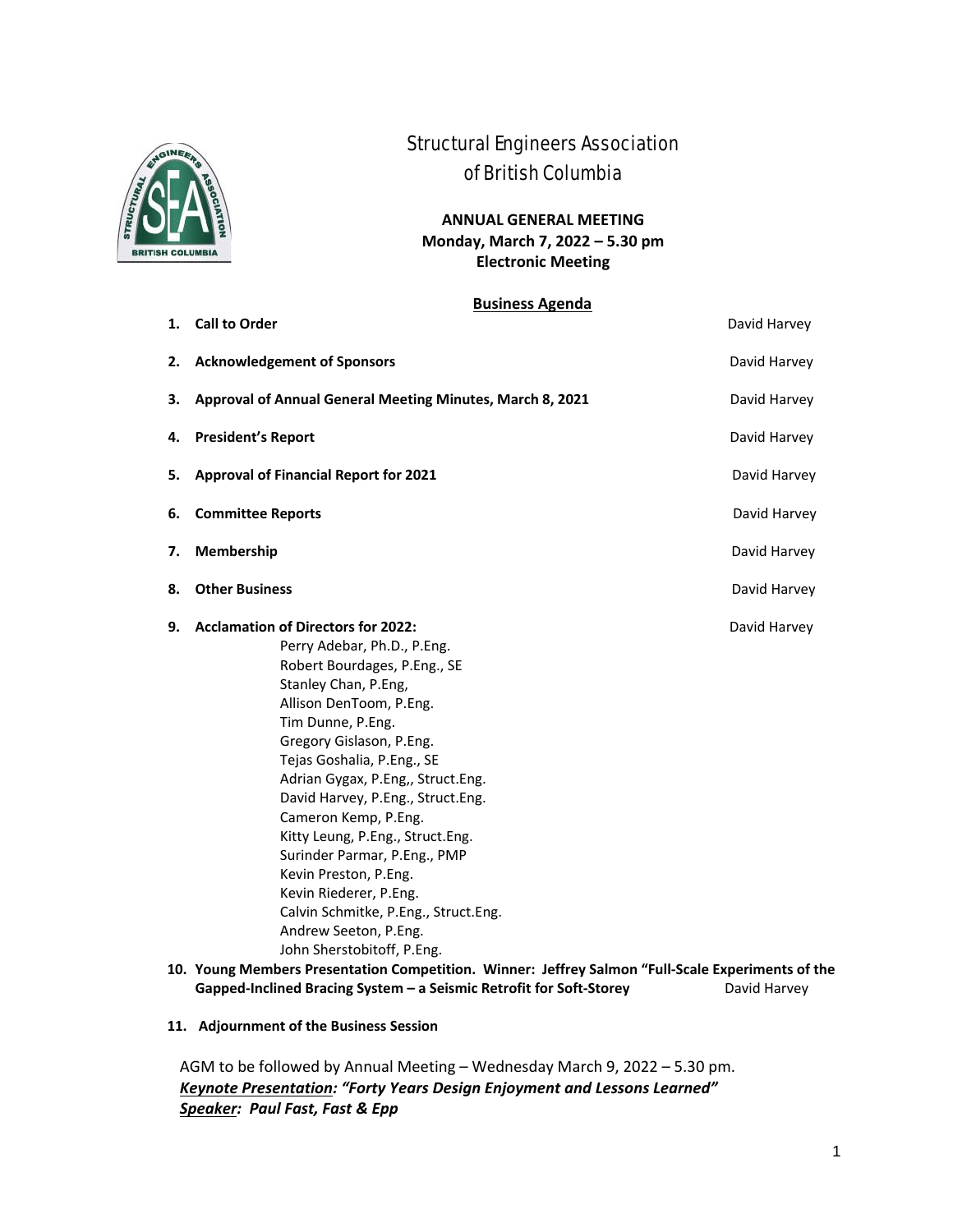# Structural Engineers Association of British Columbia

**ANNUAL GENERAL MEETING**
**Monday, March 7, 2022 – 5.30 pm**
**Electronic Meeting**

## Business Agenda

1. **Call to Order** — David Harvey

2. **Acknowledgement of Sponsors** — David Harvey

3. **Approval of Annual General Meeting Minutes, March 8, 2021** — David Harvey

4. **President's Report** — David Harvey

5. **Approval of Financial Report for 2021** — David Harvey

6. **Committee Reports** — David Harvey

7. **Membership** — David Harvey

8. **Other Business** — David Harvey

9. **Acclamation of Directors for 2022:** — David Harvey
   - Perry Adebar, Ph.D., P.Eng.
   - Robert Bourdages, P.Eng., SE
   - Stanley Chan, P.Eng,
   - Allison DenToom, P.Eng.
   - Tim Dunne, P.Eng.
   - Gregory Gislason, P.Eng.
   - Tejas Goshalia, P.Eng., SE
   - Adrian Gygax, P.Eng,, Struct.Eng.
   - David Harvey, P.Eng., Struct.Eng.
   - Cameron Kemp, P.Eng.
   - Kitty Leung, P.Eng., Struct.Eng.
   - Surinder Parmar, P.Eng., PMP
   - Kevin Preston, P.Eng.
   - Kevin Riederer, P.Eng.
   - Calvin Schmitke, P.Eng., Struct.Eng.
   - Andrew Seeton, P.Eng.
   - John Sherstobitoff, P.Eng.

10. **Young Members Presentation Competition. Winner: Jeffrey Salmon "Full-Scale Experiments of the Gapped-Inclined Bracing System – a Seismic Retrofit for Soft-Storey** — David Harvey

11. **Adjournment of the Business Session**

AGM to be followed by Annual Meeting – Wednesday March 9, 2022 – 5.30 pm.
***Keynote Presentation**: "Forty Years Design Enjoyment and Lessons Learned"*
***Speaker**: Paul Fast, Fast & Epp*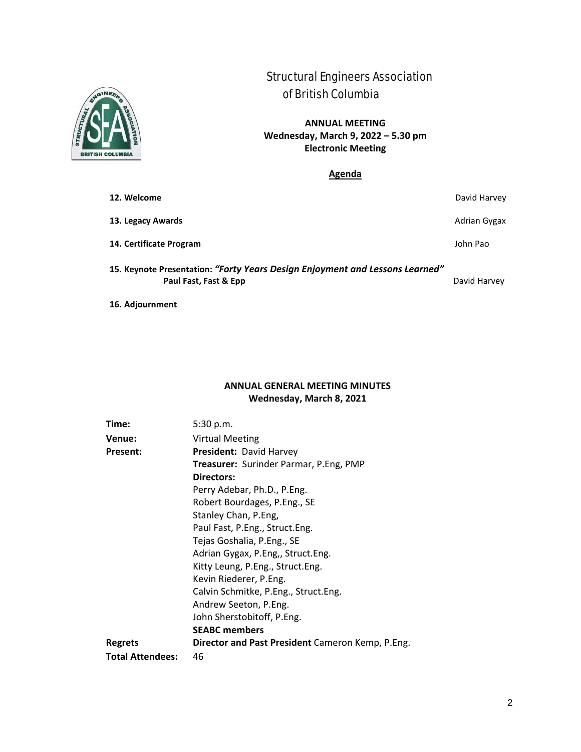# Structural Engineers Association of British Columbia

**ANNUAL MEETING**
**Wednesday, March 9, 2022 – 5.30 pm**
**Electronic Meeting**

## Agenda

| | |
|---|---|
| **12. Welcome** | David Harvey |
| **13. Legacy Awards** | Adrian Gygax |
| **14. Certificate Program** | John Pao |
| **15. Keynote Presentation: *"Forty Years Design Enjoyment and Lessons Learned"*** **Paul Fast, Fast & Epp** | David Harvey |
| **16. Adjournment** | |

## ANNUAL GENERAL MEETING MINUTES
**Wednesday, March 8, 2021**

| | |
|---|---|
| **Time:** | 5:30 p.m. |
| **Venue:** | Virtual Meeting |
| **Present:** | **President:** David Harvey |
| | **Treasurer:** Surinder Parmar, P.Eng, PMP |
| | **Directors:** |
| | Perry Adebar, Ph.D., P.Eng. |
| | Robert Bourdages, P.Eng., SE |
| | Stanley Chan, P.Eng, |
| | Paul Fast, P.Eng., Struct.Eng. |
| | Tejas Goshalia, P.Eng., SE |
| | Adrian Gygax, P.Eng,, Struct.Eng. |
| | Kitty Leung, P.Eng., Struct.Eng. |
| | Kevin Riederer, P.Eng. |
| | Calvin Schmitke, P.Eng., Struct.Eng. |
| | Andrew Seeton, P.Eng. |
| | John Sherstobitoff, P.Eng. |
| | **SEABC members** |
| **Regrets** | **Director and Past President** Cameron Kemp, P.Eng. |
| **Total Attendees:** | 46 |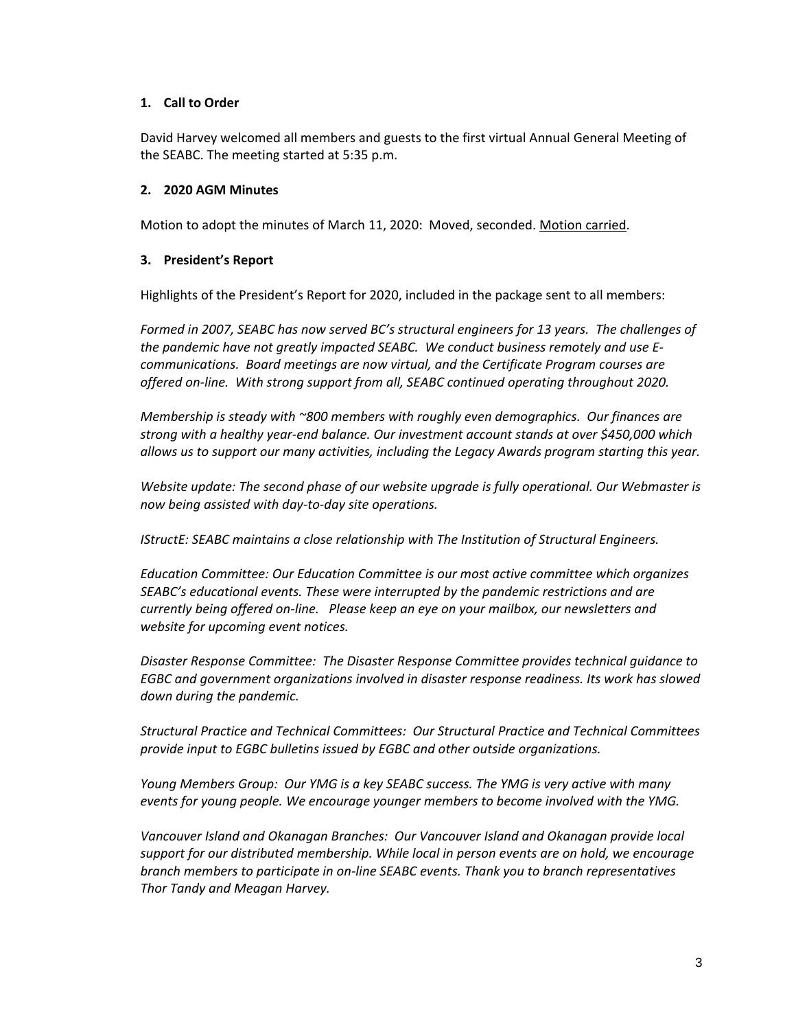### 1. Call to Order

David Harvey welcomed all members and guests to the first virtual Annual General Meeting of the SEABC. The meeting started at 5:35 p.m.

### 2. 2020 AGM Minutes

Motion to adopt the minutes of March 11, 2020: Moved, seconded. Motion carried.

### 3. President's Report

Highlights of the President's Report for 2020, included in the package sent to all members:

*Formed in 2007, SEABC has now served BC's structural engineers for 13 years. The challenges of the pandemic have not greatly impacted SEABC. We conduct business remotely and use E-communications. Board meetings are now virtual, and the Certificate Program courses are offered on-line. With strong support from all, SEABC continued operating throughout 2020.*

*Membership is steady with ~800 members with roughly even demographics. Our finances are strong with a healthy year-end balance. Our investment account stands at over $450,000 which allows us to support our many activities, including the Legacy Awards program starting this year.*

*Website update: The second phase of our website upgrade is fully operational. Our Webmaster is now being assisted with day-to-day site operations.*

*IStructE: SEABC maintains a close relationship with The Institution of Structural Engineers.*

*Education Committee: Our Education Committee is our most active committee which organizes SEABC's educational events. These were interrupted by the pandemic restrictions and are currently being offered on-line. Please keep an eye on your mailbox, our newsletters and website for upcoming event notices.*

*Disaster Response Committee: The Disaster Response Committee provides technical guidance to EGBC and government organizations involved in disaster response readiness. Its work has slowed down during the pandemic.*

*Structural Practice and Technical Committees: Our Structural Practice and Technical Committees provide input to EGBC bulletins issued by EGBC and other outside organizations.*

*Young Members Group: Our YMG is a key SEABC success. The YMG is very active with many events for young people. We encourage younger members to become involved with the YMG.*

*Vancouver Island and Okanagan Branches: Our Vancouver Island and Okanagan provide local support for our distributed membership. While local in person events are on hold, we encourage branch members to participate in on-line SEABC events. Thank you to branch representatives Thor Tandy and Meagan Harvey.*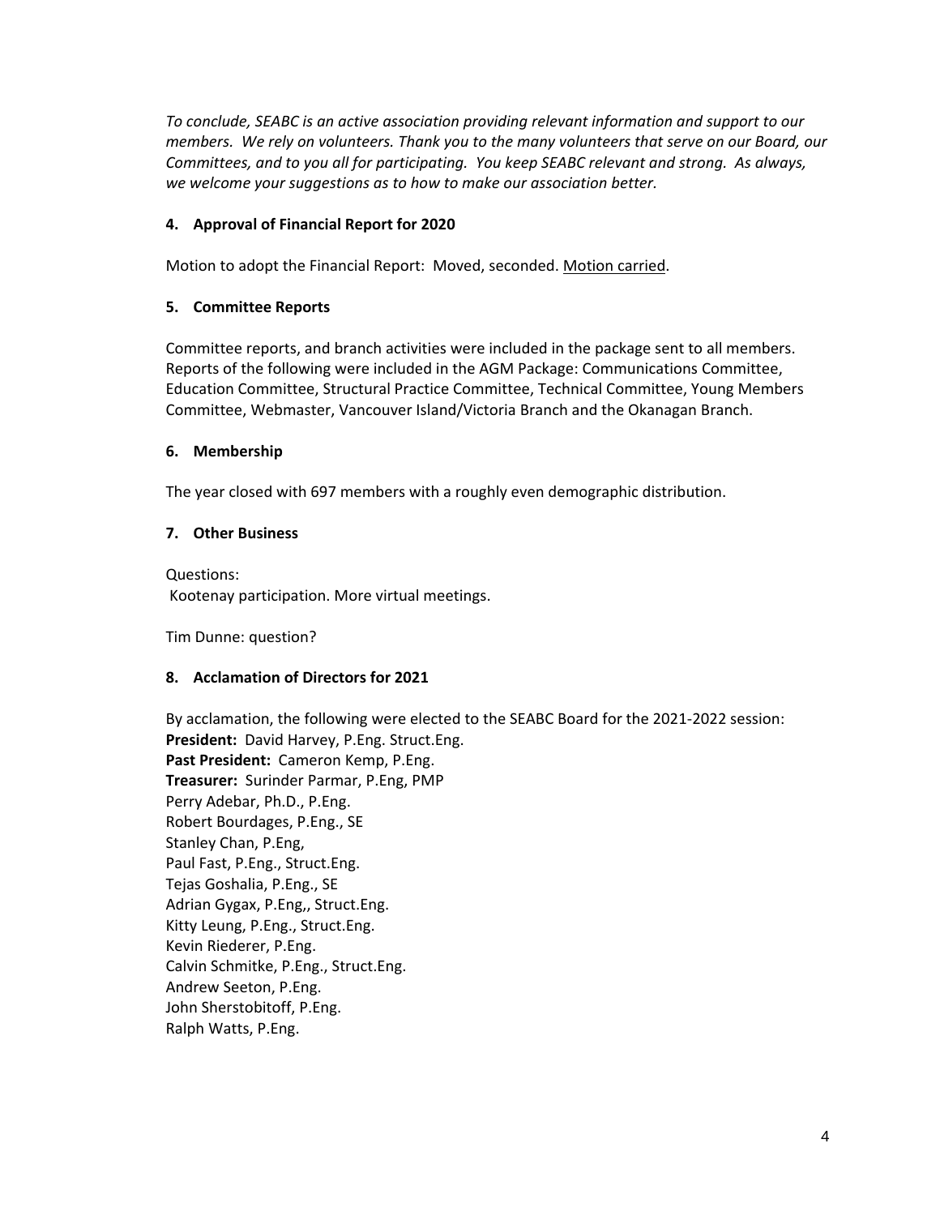*To conclude, SEABC is an active association providing relevant information and support to our members. We rely on volunteers. Thank you to the many volunteers that serve on our Board, our Committees, and to you all for participating. You keep SEABC relevant and strong. As always, we welcome your suggestions as to how to make our association better.*

### 4. Approval of Financial Report for 2020

Motion to adopt the Financial Report: Moved, seconded. <u>Motion carried</u>.

### 5. Committee Reports

Committee reports, and branch activities were included in the package sent to all members. Reports of the following were included in the AGM Package: Communications Committee, Education Committee, Structural Practice Committee, Technical Committee, Young Members Committee, Webmaster, Vancouver Island/Victoria Branch and the Okanagan Branch.

### 6. Membership

The year closed with 697 members with a roughly even demographic distribution.

### 7. Other Business

Questions:
Kootenay participation. More virtual meetings.

Tim Dunne: question?

### 8. Acclamation of Directors for 2021

By acclamation, the following were elected to the SEABC Board for the 2021-2022 session:
**President:** David Harvey, P.Eng. Struct.Eng.
**Past President:** Cameron Kemp, P.Eng.
**Treasurer:** Surinder Parmar, P.Eng, PMP
Perry Adebar, Ph.D., P.Eng.
Robert Bourdages, P.Eng., SE
Stanley Chan, P.Eng,
Paul Fast, P.Eng., Struct.Eng.
Tejas Goshalia, P.Eng., SE
Adrian Gygax, P.Eng,, Struct.Eng.
Kitty Leung, P.Eng., Struct.Eng.
Kevin Riederer, P.Eng.
Calvin Schmitke, P.Eng., Struct.Eng.
Andrew Seeton, P.Eng.
John Sherstobitoff, P.Eng.
Ralph Watts, P.Eng.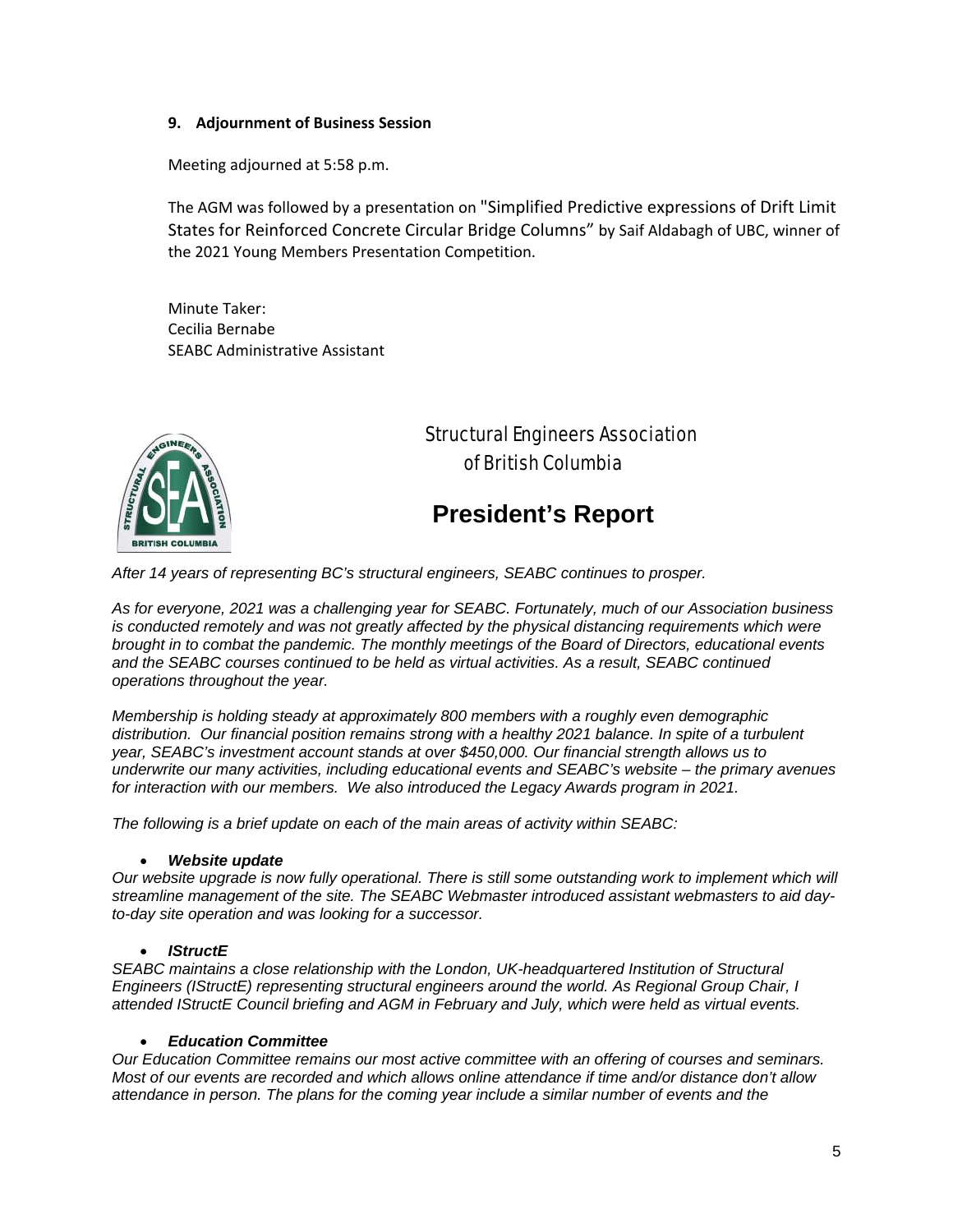**9. Adjournment of Business Session**

Meeting adjourned at 5:58 p.m.

The AGM was followed by a presentation on "Simplified Predictive expressions of Drift Limit States for Reinforced Concrete Circular Bridge Columns" by Saif Aldabagh of UBC, winner of the 2021 Young Members Presentation Competition.

Minute Taker:
Cecilia Bernabe
SEABC Administrative Assistant

Structural Engineers Association of British Columbia

# President's Report

*After 14 years of representing BC's structural engineers, SEABC continues to prosper.*

*As for everyone, 2021 was a challenging year for SEABC. Fortunately, much of our Association business is conducted remotely and was not greatly affected by the physical distancing requirements which were brought in to combat the pandemic. The monthly meetings of the Board of Directors, educational events and the SEABC courses continued to be held as virtual activities. As a result, SEABC continued operations throughout the year.*

*Membership is holding steady at approximately 800 members with a roughly even demographic distribution. Our financial position remains strong with a healthy 2021 balance. In spite of a turbulent year, SEABC's investment account stands at over $450,000. Our financial strength allows us to underwrite our many activities, including educational events and SEABC's website – the primary avenues for interaction with our members. We also introduced the Legacy Awards program in 2021.*

*The following is a brief update on each of the main areas of activity within SEABC:*

- ***Website update***

*Our website upgrade is now fully operational. There is still some outstanding work to implement which will streamline management of the site. The SEABC Webmaster introduced assistant webmasters to aid day-to-day site operation and was looking for a successor.*

- ***IStructE***

*SEABC maintains a close relationship with the London, UK-headquartered Institution of Structural Engineers (IStructE) representing structural engineers around the world. As Regional Group Chair, I attended IStructE Council briefing and AGM in February and July, which were held as virtual events.*

- ***Education Committee***

*Our Education Committee remains our most active committee with an offering of courses and seminars. Most of our events are recorded and which allows online attendance if time and/or distance don't allow attendance in person. The plans for the coming year include a similar number of events and the*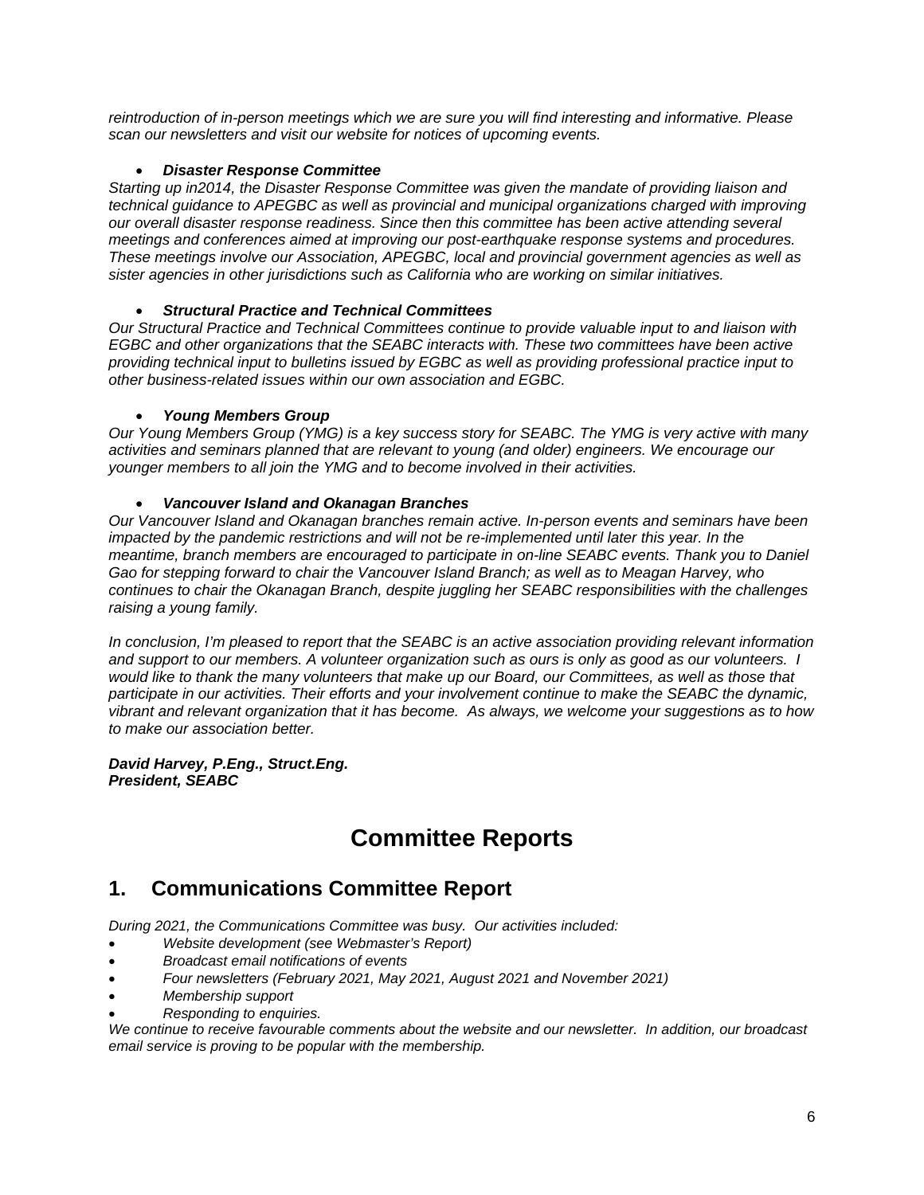*reintroduction of in-person meetings which we are sure you will find interesting and informative. Please scan our newsletters and visit our website for notices of upcoming events.*

- ***Disaster Response Committee***

*Starting up in2014, the Disaster Response Committee was given the mandate of providing liaison and technical guidance to APEGBC as well as provincial and municipal organizations charged with improving our overall disaster response readiness. Since then this committee has been active attending several meetings and conferences aimed at improving our post-earthquake response systems and procedures. These meetings involve our Association, APEGBC, local and provincial government agencies as well as sister agencies in other jurisdictions such as California who are working on similar initiatives.*

- ***Structural Practice and Technical Committees***

*Our Structural Practice and Technical Committees continue to provide valuable input to and liaison with EGBC and other organizations that the SEABC interacts with. These two committees have been active providing technical input to bulletins issued by EGBC as well as providing professional practice input to other business-related issues within our own association and EGBC.*

- ***Young Members Group***

*Our Young Members Group (YMG) is a key success story for SEABC. The YMG is very active with many activities and seminars planned that are relevant to young (and older) engineers. We encourage our younger members to all join the YMG and to become involved in their activities.*

- ***Vancouver Island and Okanagan Branches***

*Our Vancouver Island and Okanagan branches remain active. In-person events and seminars have been impacted by the pandemic restrictions and will not be re-implemented until later this year. In the meantime, branch members are encouraged to participate in on-line SEABC events. Thank you to Daniel Gao for stepping forward to chair the Vancouver Island Branch; as well as to Meagan Harvey, who continues to chair the Okanagan Branch, despite juggling her SEABC responsibilities with the challenges raising a young family.*

*In conclusion, I'm pleased to report that the SEABC is an active association providing relevant information and support to our members. A volunteer organization such as ours is only as good as our volunteers. I would like to thank the many volunteers that make up our Board, our Committees, as well as those that participate in our activities. Their efforts and your involvement continue to make the SEABC the dynamic, vibrant and relevant organization that it has become. As always, we welcome your suggestions as to how to make our association better.*

***David Harvey, P.Eng., Struct.Eng.***
***President, SEABC***

# Committee Reports

## 1. Communications Committee Report

*During 2021, the Communications Committee was busy. Our activities included:*

- *Website development (see Webmaster's Report)*
- *Broadcast email notifications of events*
- *Four newsletters (February 2021, May 2021, August 2021 and November 2021)*
- *Membership support*
- *Responding to enquiries.*

*We continue to receive favourable comments about the website and our newsletter. In addition, our broadcast email service is proving to be popular with the membership.*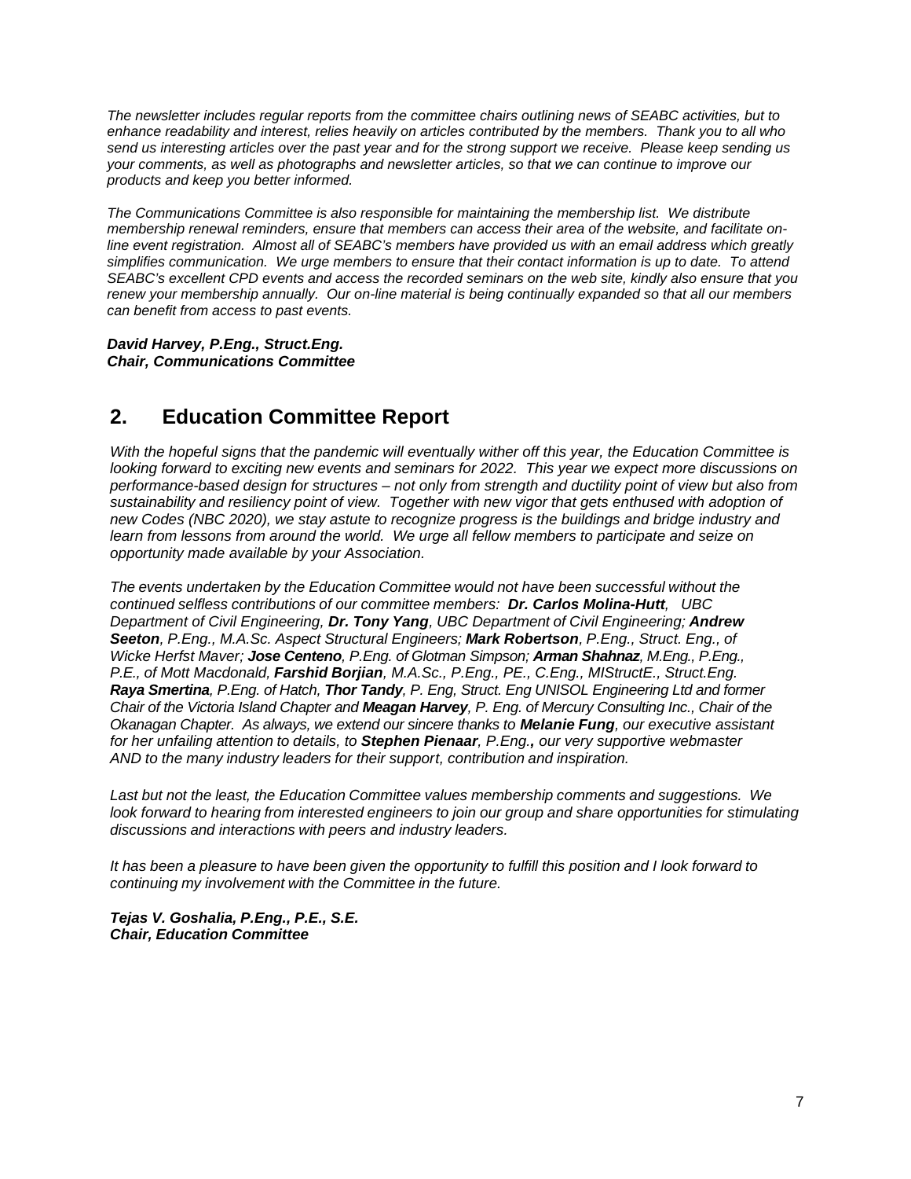*The newsletter includes regular reports from the committee chairs outlining news of SEABC activities, but to enhance readability and interest, relies heavily on articles contributed by the members. Thank you to all who send us interesting articles over the past year and for the strong support we receive. Please keep sending us your comments, as well as photographs and newsletter articles, so that we can continue to improve our products and keep you better informed.*

*The Communications Committee is also responsible for maintaining the membership list. We distribute membership renewal reminders, ensure that members can access their area of the website, and facilitate on-line event registration. Almost all of SEABC's members have provided us with an email address which greatly simplifies communication. We urge members to ensure that their contact information is up to date. To attend SEABC's excellent CPD events and access the recorded seminars on the web site, kindly also ensure that you renew your membership annually. Our on-line material is being continually expanded so that all our members can benefit from access to past events.*

***David Harvey, P.Eng., Struct.Eng.***
***Chair, Communications Committee***

## 2. Education Committee Report

*With the hopeful signs that the pandemic will eventually wither off this year, the Education Committee is looking forward to exciting new events and seminars for 2022. This year we expect more discussions on performance-based design for structures – not only from strength and ductility point of view but also from sustainability and resiliency point of view. Together with new vigor that gets enthused with adoption of new Codes (NBC 2020), we stay astute to recognize progress is the buildings and bridge industry and learn from lessons from around the world. We urge all fellow members to participate and seize on opportunity made available by your Association.*

*The events undertaken by the Education Committee would not have been successful without the continued selfless contributions of our committee members:* ***Dr. Carlos Molina-Hutt****, UBC Department of Civil Engineering,* ***Dr. Tony Yang****, UBC Department of Civil Engineering;* ***Andrew Seeton****, P.Eng., M.A.Sc. Aspect Structural Engineers;* ***Mark Robertson****, P.Eng., Struct. Eng., of Wicke Herfst Maver;* ***Jose Centeno****, P.Eng. of Glotman Simpson;* ***Arman Shahnaz****, M.Eng., P.Eng., P.E., of Mott Macdonald,* ***Farshid Borjian****, M.A.Sc., P.Eng., PE., C.Eng., MIStructE., Struct.Eng.* ***Raya Smertina****, P.Eng. of Hatch,* ***Thor Tandy****, P. Eng, Struct. Eng UNISOL Engineering Ltd and former Chair of the Victoria Island Chapter and* ***Meagan Harvey****, P. Eng. of Mercury Consulting Inc., Chair of the Okanagan Chapter. As always, we extend our sincere thanks to* ***Melanie Fung****, our executive assistant for her unfailing attention to details, to* ***Stephen Pienaar****, P.Eng.****,*** *our very supportive webmaster AND to the many industry leaders for their support, contribution and inspiration.*

*Last but not the least, the Education Committee values membership comments and suggestions. We look forward to hearing from interested engineers to join our group and share opportunities for stimulating discussions and interactions with peers and industry leaders.*

*It has been a pleasure to have been given the opportunity to fulfill this position and I look forward to continuing my involvement with the Committee in the future.*

***Tejas V. Goshalia, P.Eng., P.E., S.E.***
***Chair, Education Committee***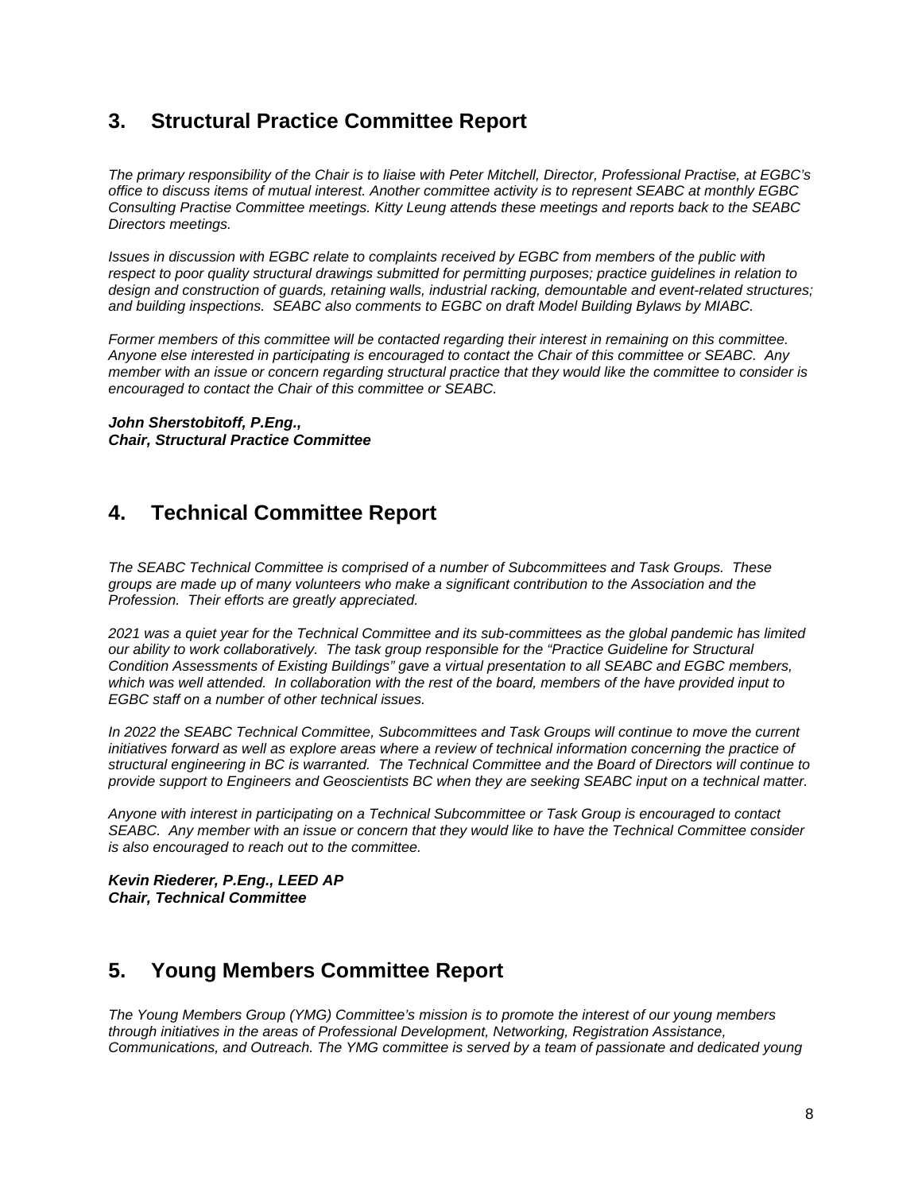## 3. Structural Practice Committee Report

*The primary responsibility of the Chair is to liaise with Peter Mitchell, Director, Professional Practise, at EGBC's office to discuss items of mutual interest. Another committee activity is to represent SEABC at monthly EGBC Consulting Practise Committee meetings. Kitty Leung attends these meetings and reports back to the SEABC Directors meetings.*

*Issues in discussion with EGBC relate to complaints received by EGBC from members of the public with respect to poor quality structural drawings submitted for permitting purposes; practice guidelines in relation to design and construction of guards, retaining walls, industrial racking, demountable and event-related structures; and building inspections. SEABC also comments to EGBC on draft Model Building Bylaws by MIABC.*

*Former members of this committee will be contacted regarding their interest in remaining on this committee. Anyone else interested in participating is encouraged to contact the Chair of this committee or SEABC. Any member with an issue or concern regarding structural practice that they would like the committee to consider is encouraged to contact the Chair of this committee or SEABC.*

***John Sherstobitoff, P.Eng.,***
***Chair, Structural Practice Committee***

## 4. Technical Committee Report

*The SEABC Technical Committee is comprised of a number of Subcommittees and Task Groups. These groups are made up of many volunteers who make a significant contribution to the Association and the Profession. Their efforts are greatly appreciated.*

*2021 was a quiet year for the Technical Committee and its sub-committees as the global pandemic has limited our ability to work collaboratively. The task group responsible for the "Practice Guideline for Structural Condition Assessments of Existing Buildings" gave a virtual presentation to all SEABC and EGBC members, which was well attended. In collaboration with the rest of the board, members of the have provided input to EGBC staff on a number of other technical issues.*

*In 2022 the SEABC Technical Committee, Subcommittees and Task Groups will continue to move the current initiatives forward as well as explore areas where a review of technical information concerning the practice of structural engineering in BC is warranted. The Technical Committee and the Board of Directors will continue to provide support to Engineers and Geoscientists BC when they are seeking SEABC input on a technical matter.*

*Anyone with interest in participating on a Technical Subcommittee or Task Group is encouraged to contact SEABC. Any member with an issue or concern that they would like to have the Technical Committee consider is also encouraged to reach out to the committee.*

***Kevin Riederer, P.Eng., LEED AP***
***Chair, Technical Committee***

## 5. Young Members Committee Report

*The Young Members Group (YMG) Committee's mission is to promote the interest of our young members through initiatives in the areas of Professional Development, Networking, Registration Assistance, Communications, and Outreach. The YMG committee is served by a team of passionate and dedicated young*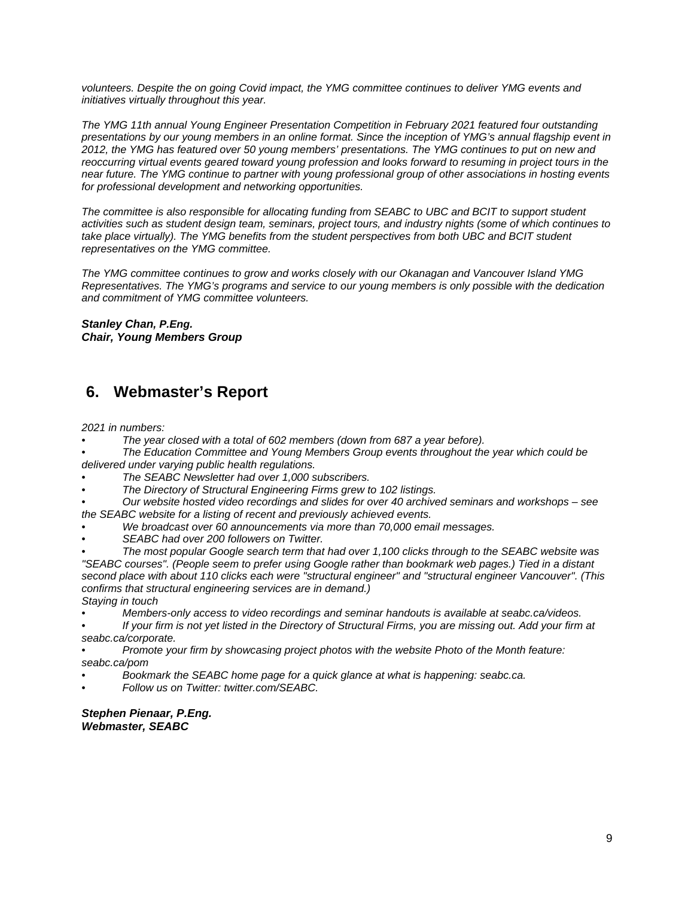*volunteers. Despite the on going Covid impact, the YMG committee continues to deliver YMG events and initiatives virtually throughout this year.*

*The YMG 11th annual Young Engineer Presentation Competition in February 2021 featured four outstanding presentations by our young members in an online format. Since the inception of YMG's annual flagship event in 2012, the YMG has featured over 50 young members' presentations. The YMG continues to put on new and reoccurring virtual events geared toward young profession and looks forward to resuming in project tours in the near future. The YMG continue to partner with young professional group of other associations in hosting events for professional development and networking opportunities.*

*The committee is also responsible for allocating funding from SEABC to UBC and BCIT to support student activities such as student design team, seminars, project tours, and industry nights (some of which continues to take place virtually). The YMG benefits from the student perspectives from both UBC and BCIT student representatives on the YMG committee.*

*The YMG committee continues to grow and works closely with our Okanagan and Vancouver Island YMG Representatives. The YMG's programs and service to our young members is only possible with the dedication and commitment of YMG committee volunteers.*

***Stanley Chan, P.Eng.***
***Chair, Young Members Group***

## 6. Webmaster's Report

*2021 in numbers:*

- *The year closed with a total of 602 members (down from 687 a year before).*
- *The Education Committee and Young Members Group events throughout the year which could be delivered under varying public health regulations.*
- *The SEABC Newsletter had over 1,000 subscribers.*
- *The Directory of Structural Engineering Firms grew to 102 listings.*
- *Our website hosted video recordings and slides for over 40 archived seminars and workshops – see the SEABC website for a listing of recent and previously achieved events.*
- *We broadcast over 60 announcements via more than 70,000 email messages.*
- *SEABC had over 200 followers on Twitter.*
- *The most popular Google search term that had over 1,100 clicks through to the SEABC website was "SEABC courses". (People seem to prefer using Google rather than bookmark web pages.) Tied in a distant second place with about 110 clicks each were "structural engineer" and "structural engineer Vancouver". (This confirms that structural engineering services are in demand.)*

*Staying in touch*

- *Members-only access to video recordings and seminar handouts is available at seabc.ca/videos.*
- *If your firm is not yet listed in the Directory of Structural Firms, you are missing out. Add your firm at seabc.ca/corporate.*
- *Promote your firm by showcasing project photos with the website Photo of the Month feature: seabc.ca/pom*
- *Bookmark the SEABC home page for a quick glance at what is happening: seabc.ca.*
- *Follow us on Twitter: twitter.com/SEABC.*

***Stephen Pienaar, P.Eng.***
***Webmaster, SEABC***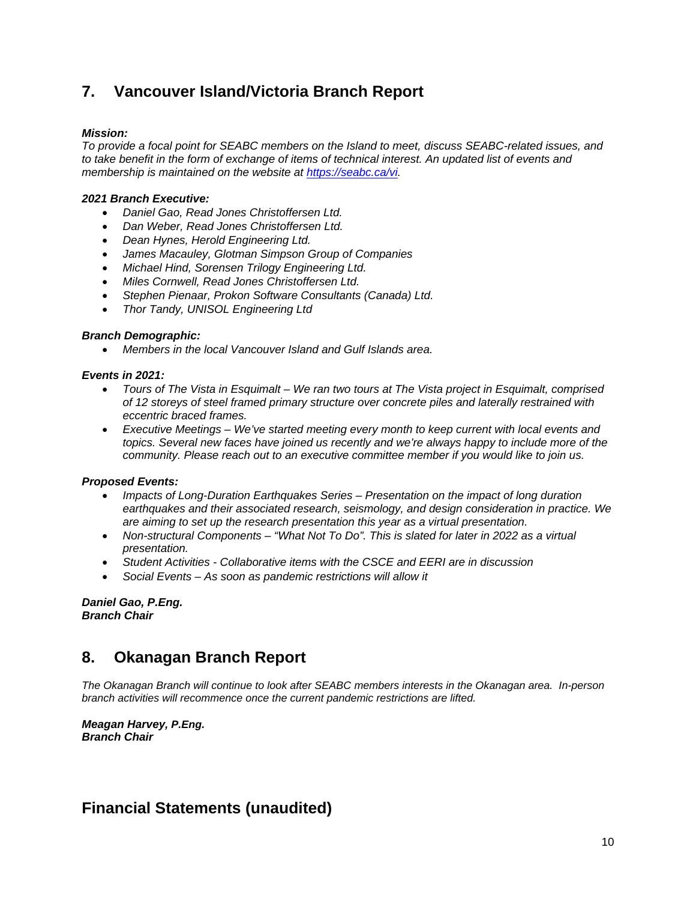## 7. Vancouver Island/Victoria Branch Report

***Mission:***
*To provide a focal point for SEABC members on the Island to meet, discuss SEABC-related issues, and to take benefit in the form of exchange of items of technical interest. An updated list of events and membership is maintained on the website at [https://seabc.ca/vi](https://seabc.ca/vi).*

***2021 Branch Executive:***

- *Daniel Gao, Read Jones Christoffersen Ltd.*
- *Dan Weber, Read Jones Christoffersen Ltd.*
- *Dean Hynes, Herold Engineering Ltd.*
- *James Macauley, Glotman Simpson Group of Companies*
- *Michael Hind, Sorensen Trilogy Engineering Ltd.*
- *Miles Cornwell, Read Jones Christoffersen Ltd.*
- *Stephen Pienaar, Prokon Software Consultants (Canada) Ltd.*
- *Thor Tandy, UNISOL Engineering Ltd*

***Branch Demographic:***

- *Members in the local Vancouver Island and Gulf Islands area.*

***Events in 2021:***

- *Tours of The Vista in Esquimalt – We ran two tours at The Vista project in Esquimalt, comprised of 12 storeys of steel framed primary structure over concrete piles and laterally restrained with eccentric braced frames.*
- *Executive Meetings – We've started meeting every month to keep current with local events and topics. Several new faces have joined us recently and we're always happy to include more of the community. Please reach out to an executive committee member if you would like to join us.*

***Proposed Events:***

- *Impacts of Long-Duration Earthquakes Series – Presentation on the impact of long duration earthquakes and their associated research, seismology, and design consideration in practice. We are aiming to set up the research presentation this year as a virtual presentation.*
- *Non-structural Components – "What Not To Do". This is slated for later in 2022 as a virtual presentation.*
- *Student Activities - Collaborative items with the CSCE and EERI are in discussion*
- *Social Events – As soon as pandemic restrictions will allow it*

***Daniel Gao, P.Eng.***
***Branch Chair***

## 8. Okanagan Branch Report

*The Okanagan Branch will continue to look after SEABC members interests in the Okanagan area. In-person branch activities will recommence once the current pandemic restrictions are lifted.*

***Meagan Harvey, P.Eng.***
***Branch Chair***

## Financial Statements (unaudited)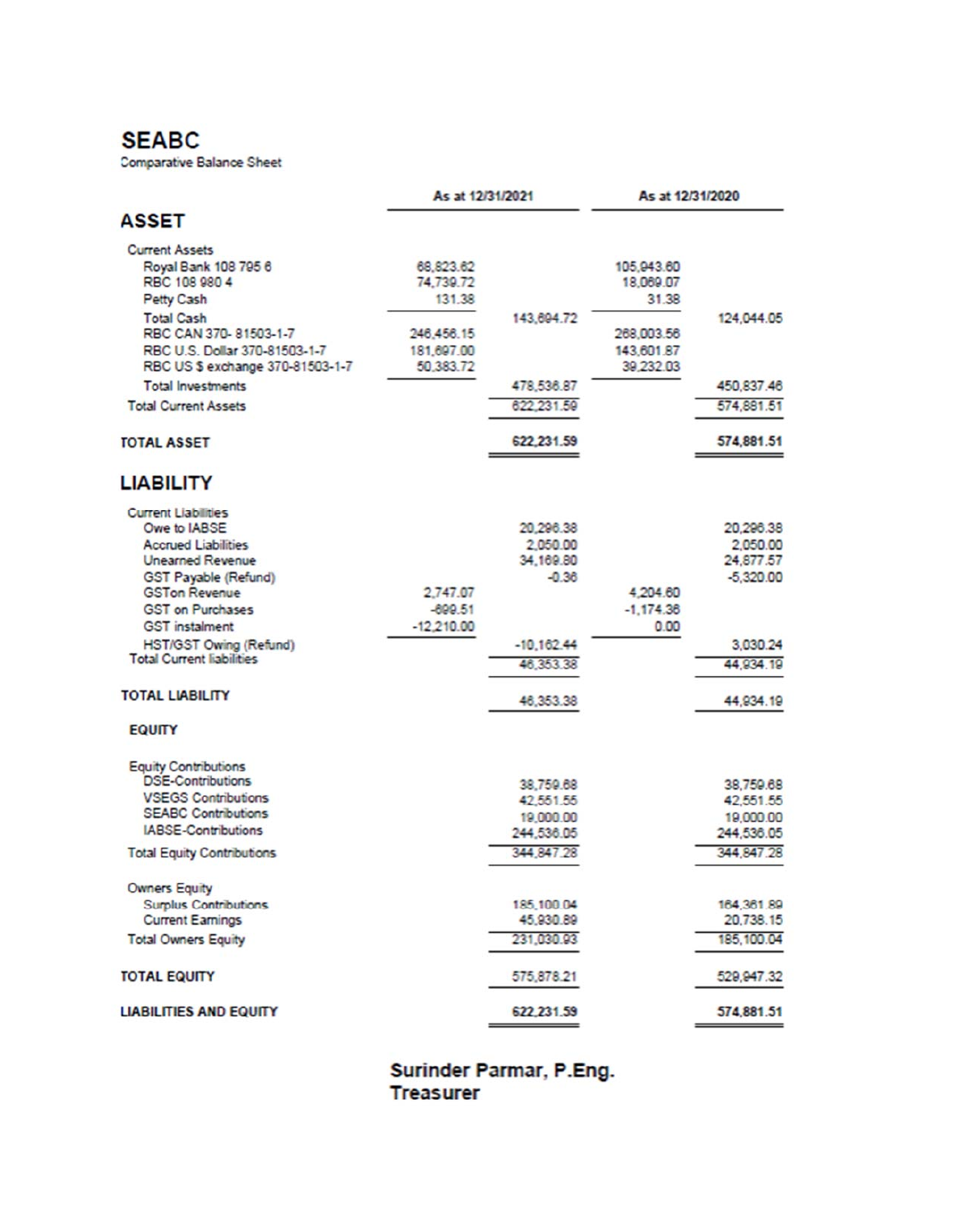# SEABC

Comparative Balance Sheet

| | As at 12/31/2021 | | As at 12/31/2020 | |
|---|---|---|---|---|
| **ASSET** | | | | |
| Current Assets | | | | |
| Royal Bank 108 795 6 | 68,823.62 | | 105,943.60 | |
| RBC 108 980 4 | 74,739.72 | | 18,069.07 | |
| Petty Cash | 131.38 | | 31.38 | |
| Total Cash | | 143,694.72 | | 124,044.05 |
| RBC CAN 370- 81503-1-7 | 246,456.15 | | 268,003.56 | |
| RBC U.S. Dollar 370-81503-1-7 | 181,697.00 | | 143,601.87 | |
| RBC US $ exchange 370-81503-1-7 | 50,383.72 | | 39,232.03 | |
| Total Investments | | 478,536.87 | | 450,837.46 |
| Total Current Assets | | 622,231.59 | | 574,881.51 |
| **TOTAL ASSET** | | 622,231.59 | | 574,881.51 |
| **LIABILITY** | | | | |
| Current Liabilities | | | | |
| Owe to IABSE | | 20,296.38 | | 20,296.38 |
| Accrued Liabilities | | 2,050.00 | | 2,050.00 |
| Unearned Revenue | | 34,169.80 | | 24,877.57 |
| GST Payable (Refund) | | -0.36 | | -5,320.00 |
| GSTon Revenue | 2,747.07 | | 4,204.60 | |
| GST on Purchases | -699.51 | | -1,174.36 | |
| GST instalment | -12,210.00 | | 0.00 | |
| HST/GST Owing (Refund) | | -10,162.44 | | 3,030.24 |
| Total Current liabilities | | 46,353.38 | | 44,934.19 |
| **TOTAL LIABILITY** | | 46,353.38 | | 44,934.19 |
| **EQUITY** | | | | |
| Equity Contributions | | | | |
| DSE-Contributions | | 38,759.68 | | 38,759.68 |
| VSEGS Contributions | | 42,551.55 | | 42,551.55 |
| SEABC Contributions | | 19,000.00 | | 19,000.00 |
| IABSE-Contributions | | 244,536.05 | | 244,536.05 |
| Total Equity Contributions | | 344,847.28 | | 344,847.28 |
| Owners Equity | | | | |
| Surplus Contributions | | 185,100.04 | | 164,361.89 |
| Current Earnings | | 45,930.89 | | 20,738.15 |
| Total Owners Equity | | 231,030.93 | | 185,100.04 |
| **TOTAL EQUITY** | | 575,878.21 | | 529,947.32 |
| **LIABILITIES AND EQUITY** | | 622,231.59 | | 574,881.51 |

**Surinder Parmar, P.Eng.**
**Treasurer**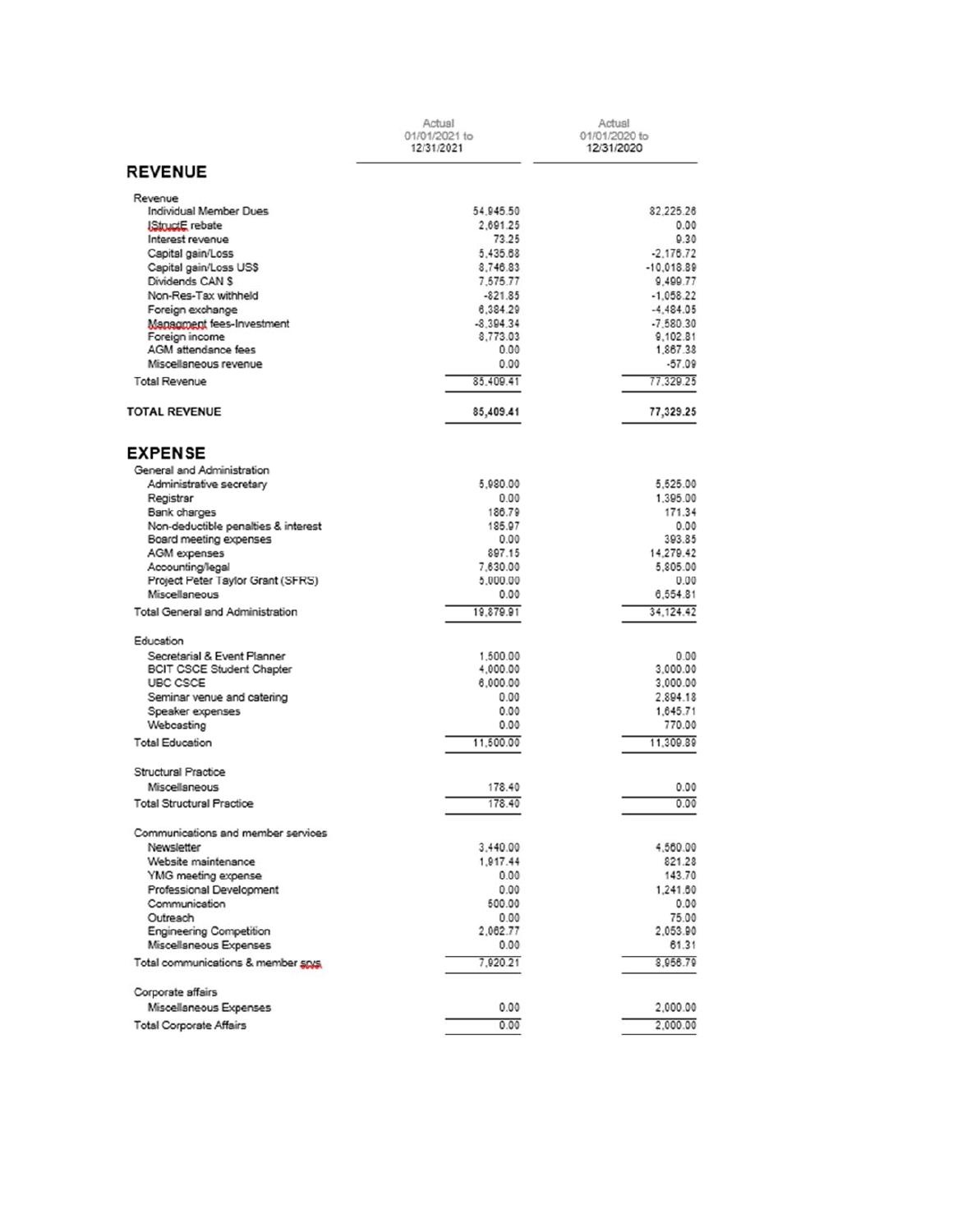| | Actual 01/01/2021 to 12/31/2021 | Actual 01/01/2020 to 12/31/2020 |
|---|---|---|
| **REVENUE** | | |
| Revenue | | |
| Individual Member Dues | 54,945.50 | 82,225.26 |
| IStructE rebate | 2,691.25 | 0.00 |
| Interest revenue | 73.25 | 9.30 |
| Capital gain/Loss | 5,435.68 | -2,176.72 |
| Capital gain/Loss US$ | 8,746.83 | -10,018.89 |
| Dividends CAN $ | 7,575.77 | 9,499.77 |
| Non-Res-Tax withheld | -821.85 | -1,058.22 |
| Foreign exchange | 6,384.29 | -4,484.05 |
| Management fees-Investment | -8,394.34 | -7,580.30 |
| Foreign income | 8,773.03 | 9,102.81 |
| AGM attendance fees | 0.00 | 1,867.38 |
| Miscellaneous revenue | 0.00 | -57.09 |
| Total Revenue | 85,409.41 | 77,329.25 |
| **TOTAL REVENUE** | **85,409.41** | **77,329.25** |
| **EXPENSE** | | |
| General and Administration | | |
| Administrative secretary | 5,980.00 | 5,525.00 |
| Registrar | 0.00 | 1,395.00 |
| Bank charges | 186.79 | 171.34 |
| Non-deductible penalties & interest | 185.97 | 0.00 |
| Board meeting expenses | 0.00 | 393.85 |
| AGM expenses | 897.15 | 14,279.42 |
| Accounting/legal | 7,630.00 | 5,805.00 |
| Project Peter Taylor Grant (SFRS) | 5,000.00 | 0.00 |
| Miscellaneous | 0.00 | 6,554.81 |
| Total General and Administration | 19,879.91 | 34,124.42 |
| Education | | |
| Secretarial & Event Planner | 1,500.00 | 0.00 |
| BCIT CSCE Student Chapter | 4,000.00 | 3,000.00 |
| UBC CSCE | 6,000.00 | 3,000.00 |
| Seminar venue and catering | 0.00 | 2,894.18 |
| Speaker expenses | 0.00 | 1,645.71 |
| Webcasting | 0.00 | 770.00 |
| Total Education | 11,500.00 | 11,309.89 |
| Structural Practice | | |
| Miscellaneous | 178.40 | 0.00 |
| Total Structural Practice | 178.40 | 0.00 |
| Communications and member services | | |
| Newsletter | 3,440.00 | 4,560.00 |
| Website maintenance | 1,917.44 | 821.28 |
| YMG meeting expense | 0.00 | 143.70 |
| Professional Development | 0.00 | 1,241.60 |
| Communication | 500.00 | 0.00 |
| Outreach | 0.00 | 75.00 |
| Engineering Competition | 2,062.77 | 2,053.90 |
| Miscellaneous Expenses | 0.00 | 61.31 |
| Total communications & member srvs | 7,920.21 | 8,956.79 |
| Corporate affairs | | |
| Miscellaneous Expenses | 0.00 | 2,000.00 |
| Total Corporate Affairs | 0.00 | 2,000.00 |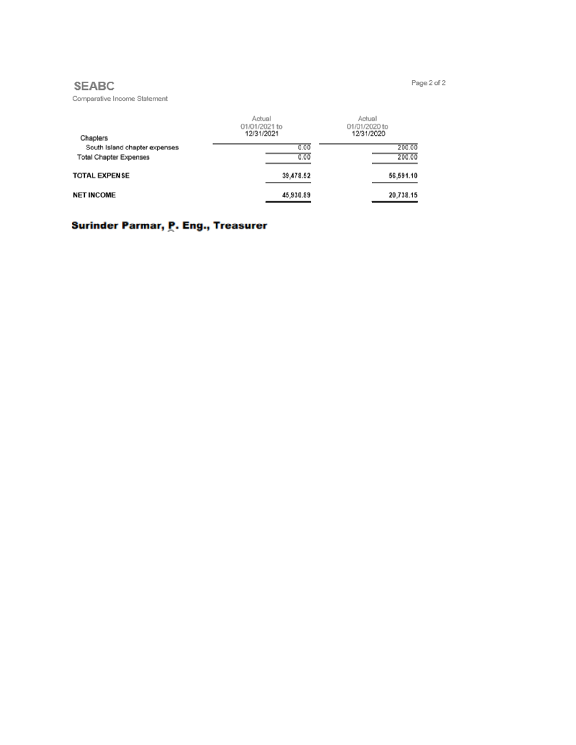## SEABC

Comparative Income Statement

| | Actual 01/01/2021 to 12/31/2021 | Actual 01/01/2020 to 12/31/2020 |
|---|---|---|
| Chapters | | |
| South Island chapter expenses | 0.00 | 200.00 |
| Total Chapter Expenses | 0.00 | 200.00 |
| **TOTAL EXPENSE** | 39,478.52 | 56,591.10 |
| **NET INCOME** | 45,930.89 | 20,738.15 |

**Surinder Parmar, P. Eng., Treasurer**